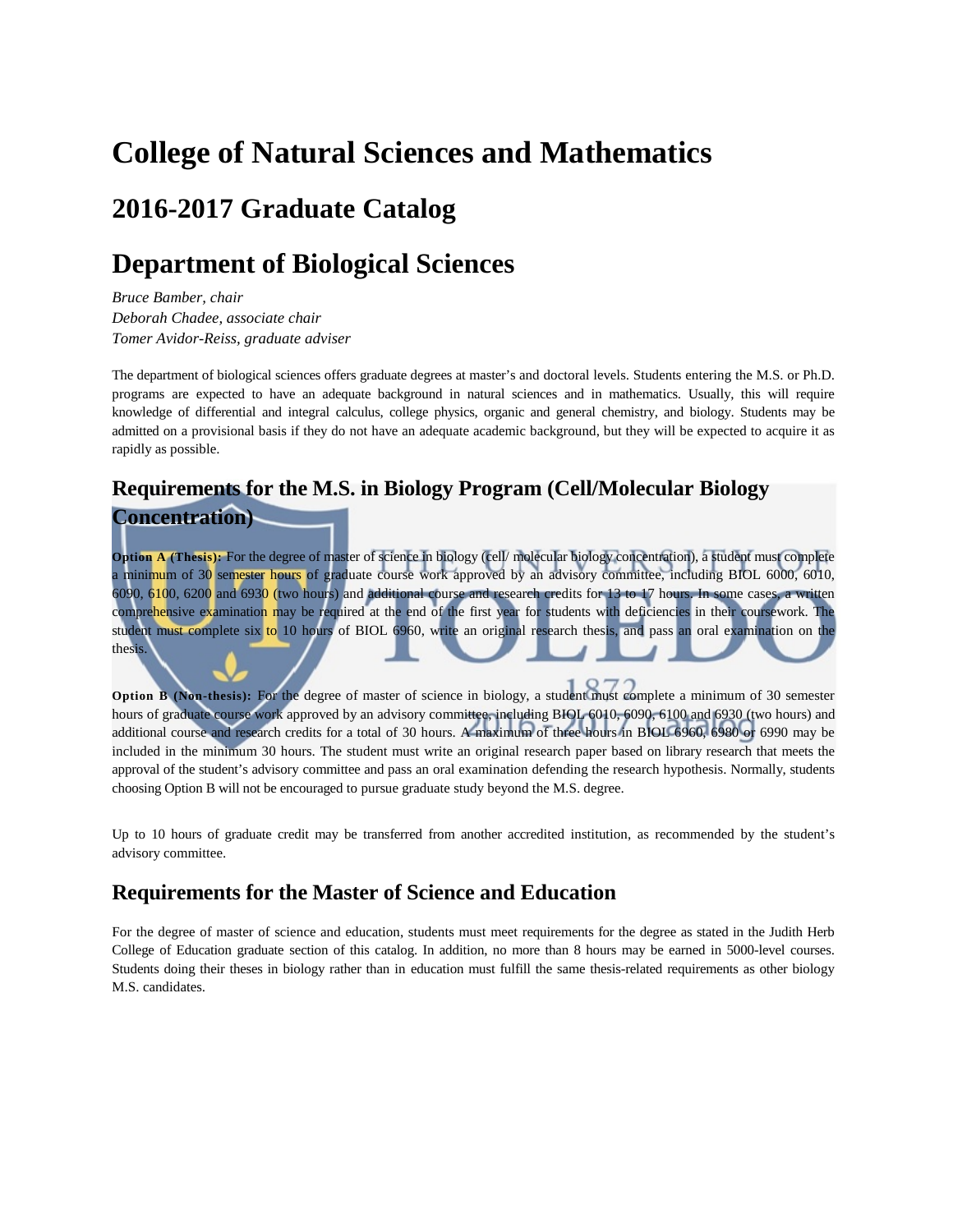# College of Natural Sciences and Mathematics

## 2016-2017 Graduate Catalog

# Department of Biological Sciences

*Bruce Bamber, chair*
*Deborah Chadee, associate chair*
*Tomer Avidor-Reiss, graduate adviser*

The department of biological sciences offers graduate degrees at master's and doctoral levels. Students entering the M.S. or Ph.D. programs are expected to have an adequate background in natural sciences and in mathematics. Usually, this will require knowledge of differential and integral calculus, college physics, organic and general chemistry, and biology. Students may be admitted on a provisional basis if they do not have an adequate academic background, but they will be expected to acquire it as rapidly as possible.

## Requirements for the M.S. in Biology Program (Cell/Molecular Biology Concentration)

**Option A (Thesis):** For the degree of master of science in biology (cell/ molecular biology concentration), a student must complete a minimum of 30 semester hours of graduate course work approved by an advisory committee, including BIOL 6000, 6010, 6090, 6100, 6200 and 6930 (two hours) and additional course and research credits for 13 to 17 hours. In some cases, a written comprehensive examination may be required at the end of the first year for students with deficiencies in their coursework. The student must complete six to 10 hours of BIOL 6960, write an original research thesis, and pass an oral examination on the thesis.

**Option B (Non-thesis):** For the degree of master of science in biology, a student must complete a minimum of 30 semester hours of graduate course work approved by an advisory committee, including BIOL 6010, 6090, 6100 and 6930 (two hours) and additional course and research credits for a total of 30 hours. A maximum of three hours in BIOL 6960, 6980 or 6990 may be included in the minimum 30 hours. The student must write an original research paper based on library research that meets the approval of the student's advisory committee and pass an oral examination defending the research hypothesis. Normally, students choosing Option B will not be encouraged to pursue graduate study beyond the M.S. degree.

Up to 10 hours of graduate credit may be transferred from another accredited institution, as recommended by the student's advisory committee.

## Requirements for the Master of Science and Education

For the degree of master of science and education, students must meet requirements for the degree as stated in the Judith Herb College of Education graduate section of this catalog. In addition, no more than 8 hours may be earned in 5000-level courses. Students doing their theses in biology rather than in education must fulfill the same thesis-related requirements as other biology M.S. candidates.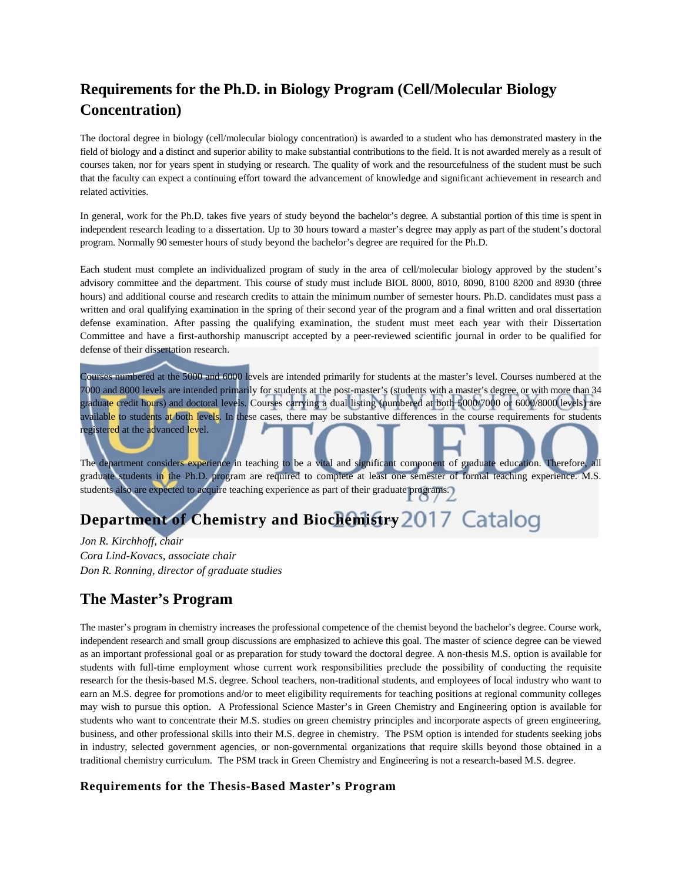## Requirements for the Ph.D. in Biology Program (Cell/Molecular Biology Concentration)

The doctoral degree in biology (cell/molecular biology concentration) is awarded to a student who has demonstrated mastery in the field of biology and a distinct and superior ability to make substantial contributions to the field. It is not awarded merely as a result of courses taken, nor for years spent in studying or research. The quality of work and the resourcefulness of the student must be such that the faculty can expect a continuing effort toward the advancement of knowledge and significant achievement in research and related activities.

In general, work for the Ph.D. takes five years of study beyond the bachelor's degree. A substantial portion of this time is spent in independent research leading to a dissertation. Up to 30 hours toward a master's degree may apply as part of the student's doctoral program. Normally 90 semester hours of study beyond the bachelor's degree are required for the Ph.D.

Each student must complete an individualized program of study in the area of cell/molecular biology approved by the student's advisory committee and the department. This course of study must include BIOL 8000, 8010, 8090, 8100 8200 and 8930 (three hours) and additional course and research credits to attain the minimum number of semester hours. Ph.D. candidates must pass a written and oral qualifying examination in the spring of their second year of the program and a final written and oral dissertation defense examination. After passing the qualifying examination, the student must meet each year with their Dissertation Committee and have a first-authorship manuscript accepted by a peer-reviewed scientific journal in order to be qualified for defense of their dissertation research.

Courses numbered at the 5000 and 6000 levels are intended primarily for students at the master's level. Courses numbered at the 7000 and 8000 levels are intended primarily for students at the post-master's (students with a master's degree, or with more than 34 graduate credit hours) and doctoral levels. Courses carrying a dual listing (numbered at both 5000/7000 or 6000/8000 levels) are available to students at both levels. In these cases, there may be substantive differences in the course requirements for students registered at the advanced level.

The department considers experience in teaching to be a vital and significant component of graduate education. Therefore, all graduate students in the Ph.D. program are required to complete at least one semester of formal teaching experience. M.S. students also are expected to acquire teaching experience as part of their graduate programs.

## Department of Chemistry and Biochemistry

*Jon R. Kirchhoff, chair*
*Cora Lind-Kovacs, associate chair*
*Don R. Ronning, director of graduate studies*

## The Master's Program

The master's program in chemistry increases the professional competence of the chemist beyond the bachelor's degree. Course work, independent research and small group discussions are emphasized to achieve this goal. The master of science degree can be viewed as an important professional goal or as preparation for study toward the doctoral degree. A non-thesis M.S. option is available for students with full-time employment whose current work responsibilities preclude the possibility of conducting the requisite research for the thesis-based M.S. degree. School teachers, non-traditional students, and employees of local industry who want to earn an M.S. degree for promotions and/or to meet eligibility requirements for teaching positions at regional community colleges may wish to pursue this option. A Professional Science Master's in Green Chemistry and Engineering option is available for students who want to concentrate their M.S. studies on green chemistry principles and incorporate aspects of green engineering, business, and other professional skills into their M.S. degree in chemistry. The PSM option is intended for students seeking jobs in industry, selected government agencies, or non-governmental organizations that require skills beyond those obtained in a traditional chemistry curriculum. The PSM track in Green Chemistry and Engineering is not a research-based M.S. degree.

### Requirements for the Thesis-Based Master's Program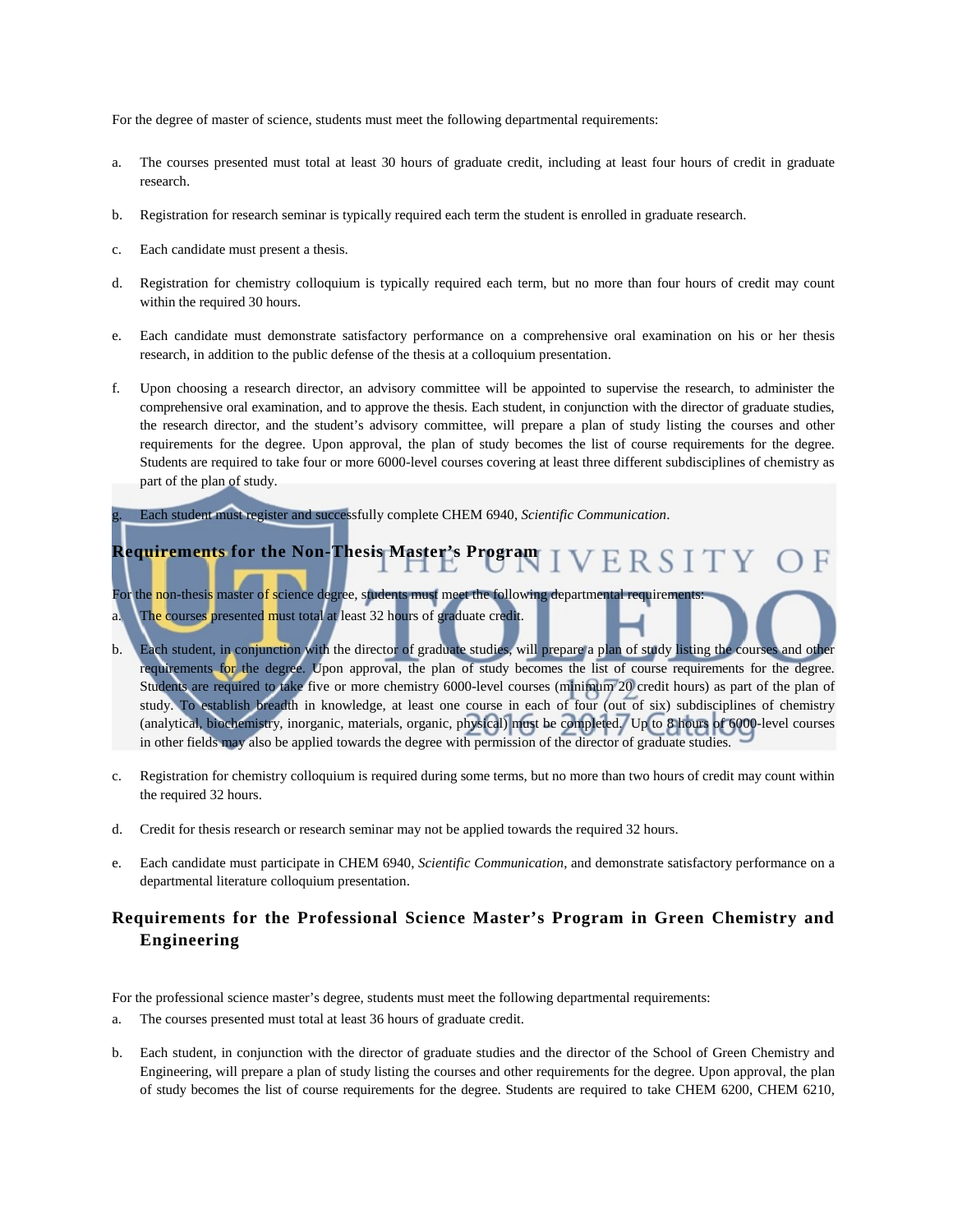For the degree of master of science, students must meet the following departmental requirements:

a. The courses presented must total at least 30 hours of graduate credit, including at least four hours of credit in graduate research.

b. Registration for research seminar is typically required each term the student is enrolled in graduate research.

c. Each candidate must present a thesis.

d. Registration for chemistry colloquium is typically required each term, but no more than four hours of credit may count within the required 30 hours.

e. Each candidate must demonstrate satisfactory performance on a comprehensive oral examination on his or her thesis research, in addition to the public defense of the thesis at a colloquium presentation.

f. Upon choosing a research director, an advisory committee will be appointed to supervise the research, to administer the comprehensive oral examination, and to approve the thesis. Each student, in conjunction with the director of graduate studies, the research director, and the student's advisory committee, will prepare a plan of study listing the courses and other requirements for the degree. Upon approval, the plan of study becomes the list of course requirements for the degree. Students are required to take four or more 6000-level courses covering at least three different subdisciplines of chemistry as part of the plan of study.

g. Each student must register and successfully complete CHEM 6940, *Scientific Communication*.

## Requirements for the Non-Thesis Master's Program

For the non-thesis master of science degree, students must meet the following departmental requirements:

a. The courses presented must total at least 32 hours of graduate credit.

b. Each student, in conjunction with the director of graduate studies, will prepare a plan of study listing the courses and other requirements for the degree. Upon approval, the plan of study becomes the list of course requirements for the degree. Students are required to take five or more chemistry 6000-level courses (minimum 20 credit hours) as part of the plan of study. To establish breadth in knowledge, at least one course in each of four (out of six) subdisciplines of chemistry (analytical, biochemistry, inorganic, materials, organic, physical) must be completed. Up to 8 hours of 6000-level courses in other fields may also be applied towards the degree with permission of the director of graduate studies.

c. Registration for chemistry colloquium is required during some terms, but no more than two hours of credit may count within the required 32 hours.

d. Credit for thesis research or research seminar may not be applied towards the required 32 hours.

e. Each candidate must participate in CHEM 6940, *Scientific Communication*, and demonstrate satisfactory performance on a departmental literature colloquium presentation.

## Requirements for the Professional Science Master's Program in Green Chemistry and Engineering

For the professional science master's degree, students must meet the following departmental requirements:

a. The courses presented must total at least 36 hours of graduate credit.

b. Each student, in conjunction with the director of graduate studies and the director of the School of Green Chemistry and Engineering, will prepare a plan of study listing the courses and other requirements for the degree. Upon approval, the plan of study becomes the list of course requirements for the degree. Students are required to take CHEM 6200, CHEM 6210,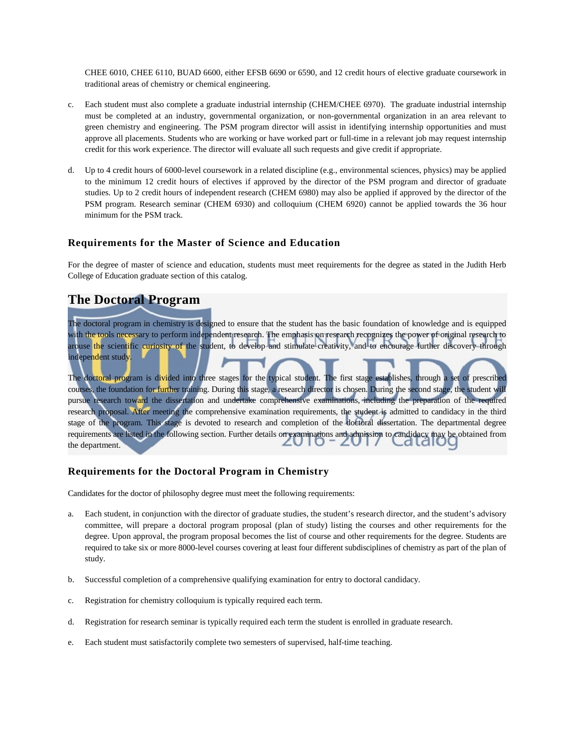CHEE 6010, CHEE 6110, BUAD 6600, either EFSB 6690 or 6590, and 12 credit hours of elective graduate coursework in traditional areas of chemistry or chemical engineering.

c. Each student must also complete a graduate industrial internship (CHEM/CHEE 6970). The graduate industrial internship must be completed at an industry, governmental organization, or non-governmental organization in an area relevant to green chemistry and engineering. The PSM program director will assist in identifying internship opportunities and must approve all placements. Students who are working or have worked part or full-time in a relevant job may request internship credit for this work experience. The director will evaluate all such requests and give credit if appropriate.

d. Up to 4 credit hours of 6000-level coursework in a related discipline (e.g., environmental sciences, physics) may be applied to the minimum 12 credit hours of electives if approved by the director of the PSM program and director of graduate studies. Up to 2 credit hours of independent research (CHEM 6980) may also be applied if approved by the director of the PSM program. Research seminar (CHEM 6930) and colloquium (CHEM 6920) cannot be applied towards the 36 hour minimum for the PSM track.

### Requirements for the Master of Science and Education

For the degree of master of science and education, students must meet requirements for the degree as stated in the Judith Herb College of Education graduate section of this catalog.

## The Doctoral Program

The doctoral program in chemistry is designed to ensure that the student has the basic foundation of knowledge and is equipped with the tools necessary to perform independent research. The emphasis on research recognizes the power of original research to arouse the scientific curiosity of the student, to develop and stimulate creativity, and to encourage further discovery through independent study.

The doctoral program is divided into three stages for the typical student. The first stage establishes, through a set of prescribed courses, the foundation for further training. During this stage, a research director is chosen. During the second stage, the student will pursue research toward the dissertation and undertake comprehensive examinations, including the preparation of the required research proposal. After meeting the comprehensive examination requirements, the student is admitted to candidacy in the third stage of the program. This stage is devoted to research and completion of the doctoral dissertation. The departmental degree requirements are listed in the following section. Further details on examinations and admission to candidacy may be obtained from the department.

### Requirements for the Doctoral Program in Chemistry

Candidates for the doctor of philosophy degree must meet the following requirements:

a. Each student, in conjunction with the director of graduate studies, the student's research director, and the student's advisory committee, will prepare a doctoral program proposal (plan of study) listing the courses and other requirements for the degree. Upon approval, the program proposal becomes the list of course and other requirements for the degree. Students are required to take six or more 8000-level courses covering at least four different subdisciplines of chemistry as part of the plan of study.

b. Successful completion of a comprehensive qualifying examination for entry to doctoral candidacy.

c. Registration for chemistry colloquium is typically required each term.

d. Registration for research seminar is typically required each term the student is enrolled in graduate research.

e. Each student must satisfactorily complete two semesters of supervised, half-time teaching.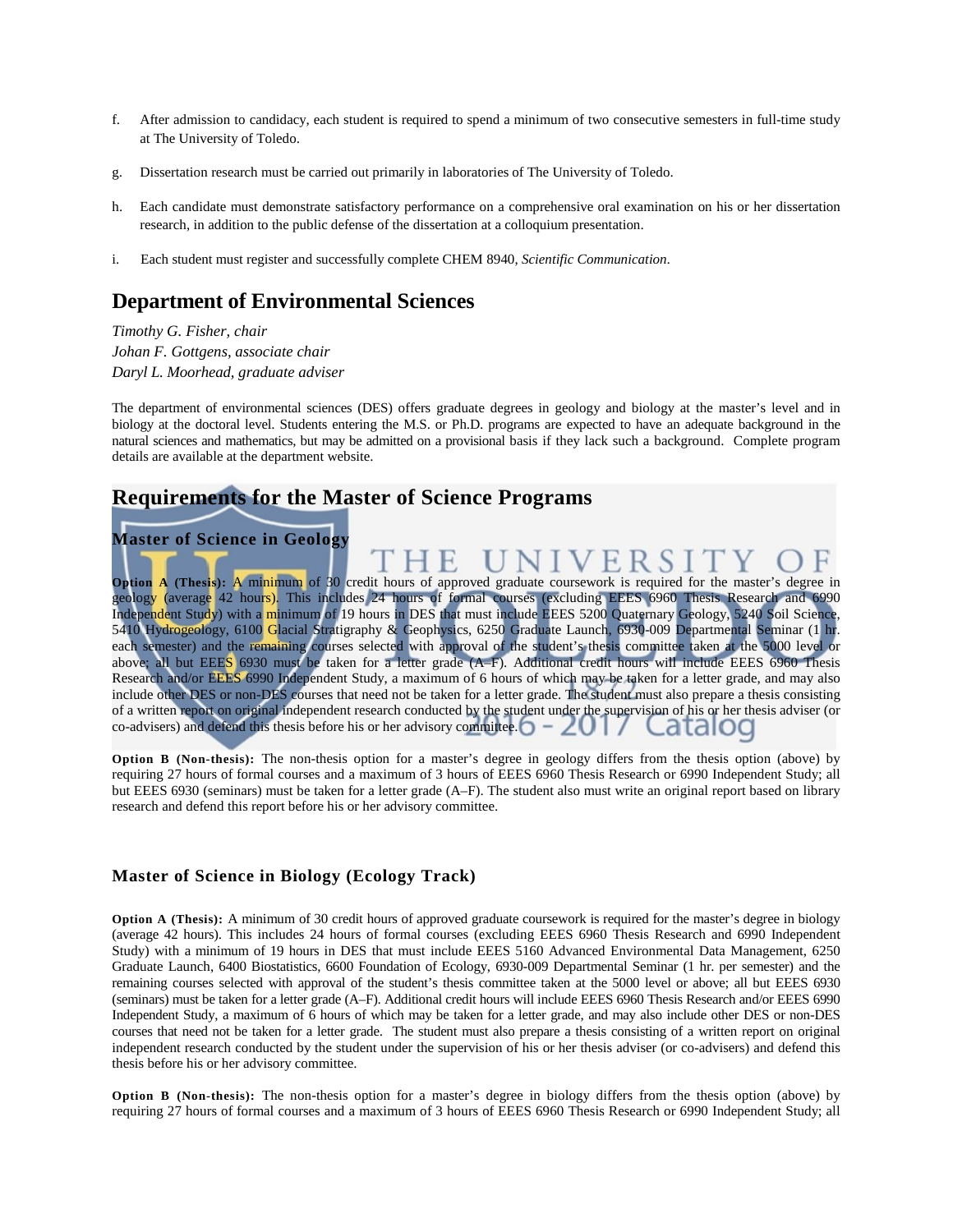f. After admission to candidacy, each student is required to spend a minimum of two consecutive semesters in full-time study at The University of Toledo.

g. Dissertation research must be carried out primarily in laboratories of The University of Toledo.

h. Each candidate must demonstrate satisfactory performance on a comprehensive oral examination on his or her dissertation research, in addition to the public defense of the dissertation at a colloquium presentation.

i. Each student must register and successfully complete CHEM 8940, *Scientific Communication*.

## Department of Environmental Sciences

*Timothy G. Fisher, chair*
*Johan F. Gottgens, associate chair*
*Daryl L. Moorhead, graduate adviser*

The department of environmental sciences (DES) offers graduate degrees in geology and biology at the master's level and in biology at the doctoral level. Students entering the M.S. or Ph.D. programs are expected to have an adequate background in the natural sciences and mathematics, but may be admitted on a provisional basis if they lack such a background. Complete program details are available at the department website.

## Requirements for the Master of Science Programs

### Master of Science in Geology

**Option A (Thesis):** A minimum of 30 credit hours of approved graduate coursework is required for the master's degree in geology (average 42 hours). This includes 24 hours of formal courses (excluding EEES 6960 Thesis Research and 6990 Independent Study) with a minimum of 19 hours in DES that must include EEES 5200 Quaternary Geology, 5240 Soil Science, 5410 Hydrogeology, 6100 Glacial Stratigraphy & Geophysics, 6250 Graduate Launch, 6930-009 Departmental Seminar (1 hr. each semester) and the remaining courses selected with approval of the student's thesis committee taken at the 5000 level or above; all but EEES 6930 must be taken for a letter grade (A–F). Additional credit hours will include EEES 6960 Thesis Research and/or EEES 6990 Independent Study, a maximum of 6 hours of which may be taken for a letter grade, and may also include other DES or non-DES courses that need not be taken for a letter grade. The student must also prepare a thesis consisting of a written report on original independent research conducted by the student under the supervision of his or her thesis adviser (or co-advisers) and defend this thesis before his or her advisory committee.

**Option B (Non-thesis):** The non-thesis option for a master's degree in geology differs from the thesis option (above) by requiring 27 hours of formal courses and a maximum of 3 hours of EEES 6960 Thesis Research or 6990 Independent Study; all but EEES 6930 (seminars) must be taken for a letter grade (A–F). The student also must write an original report based on library research and defend this report before his or her advisory committee.

### Master of Science in Biology (Ecology Track)

**Option A (Thesis):** A minimum of 30 credit hours of approved graduate coursework is required for the master's degree in biology (average 42 hours). This includes 24 hours of formal courses (excluding EEES 6960 Thesis Research and 6990 Independent Study) with a minimum of 19 hours in DES that must include EEES 5160 Advanced Environmental Data Management, 6250 Graduate Launch, 6400 Biostatistics, 6600 Foundation of Ecology, 6930-009 Departmental Seminar (1 hr. per semester) and the remaining courses selected with approval of the student's thesis committee taken at the 5000 level or above; all but EEES 6930 (seminars) must be taken for a letter grade (A–F). Additional credit hours will include EEES 6960 Thesis Research and/or EEES 6990 Independent Study, a maximum of 6 hours of which may be taken for a letter grade, and may also include other DES or non-DES courses that need not be taken for a letter grade. The student must also prepare a thesis consisting of a written report on original independent research conducted by the student under the supervision of his or her thesis adviser (or co-advisers) and defend this thesis before his or her advisory committee.

**Option B (Non-thesis):** The non-thesis option for a master's degree in biology differs from the thesis option (above) by requiring 27 hours of formal courses and a maximum of 3 hours of EEES 6960 Thesis Research or 6990 Independent Study; all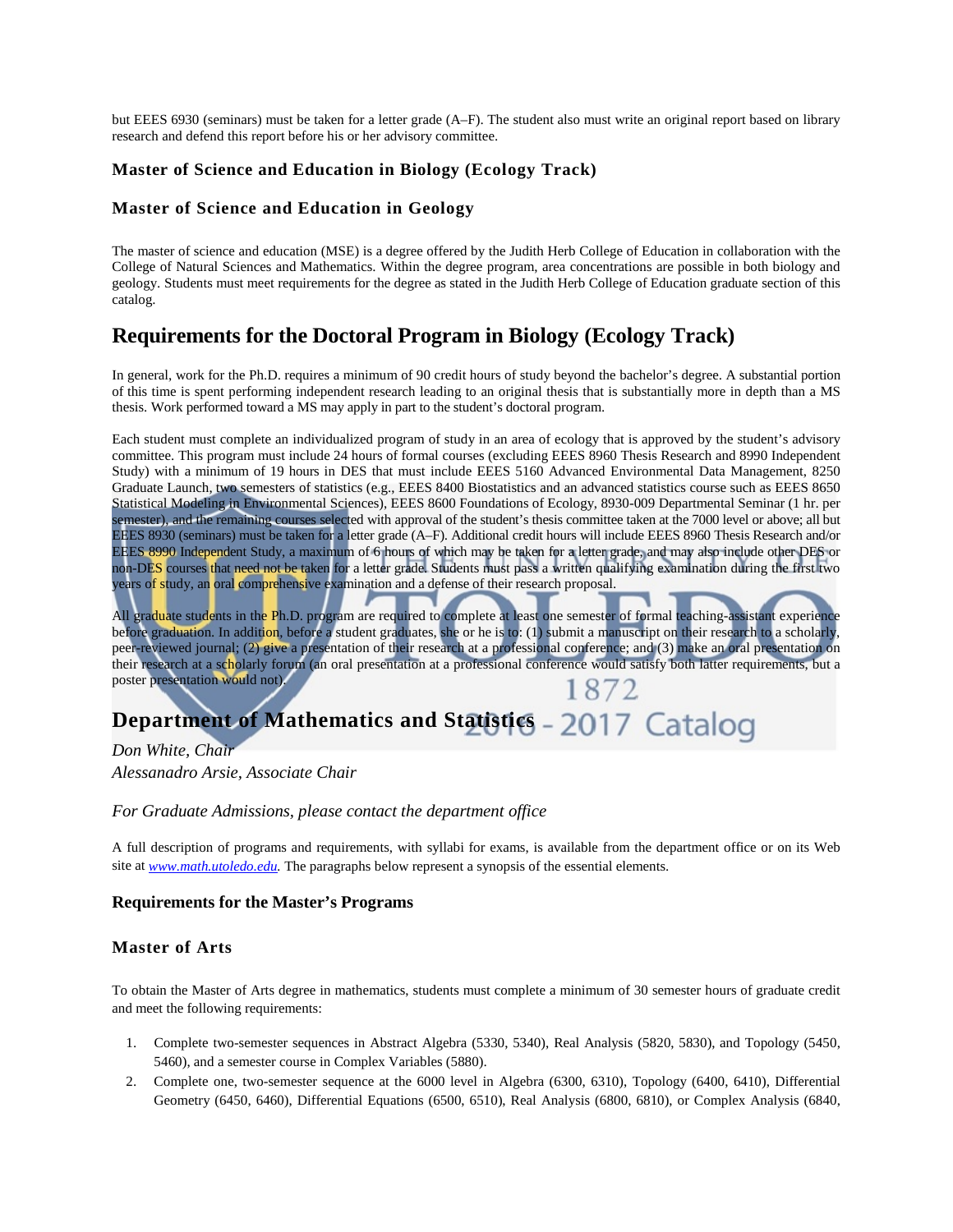but EEES 6930 (seminars) must be taken for a letter grade (A–F). The student also must write an original report based on library research and defend this report before his or her advisory committee.

### Master of Science and Education in Biology (Ecology Track)

### Master of Science and Education in Geology

The master of science and education (MSE) is a degree offered by the Judith Herb College of Education in collaboration with the College of Natural Sciences and Mathematics. Within the degree program, area concentrations are possible in both biology and geology. Students must meet requirements for the degree as stated in the Judith Herb College of Education graduate section of this catalog.

## Requirements for the Doctoral Program in Biology (Ecology Track)

In general, work for the Ph.D. requires a minimum of 90 credit hours of study beyond the bachelor's degree. A substantial portion of this time is spent performing independent research leading to an original thesis that is substantially more in depth than a MS thesis. Work performed toward a MS may apply in part to the student's doctoral program.

Each student must complete an individualized program of study in an area of ecology that is approved by the student's advisory committee. This program must include 24 hours of formal courses (excluding EEES 8960 Thesis Research and 8990 Independent Study) with a minimum of 19 hours in DES that must include EEES 5160 Advanced Environmental Data Management, 8250 Graduate Launch, two semesters of statistics (e.g., EEES 8400 Biostatistics and an advanced statistics course such as EEES 8650 Statistical Modeling in Environmental Sciences), EEES 8600 Foundations of Ecology, 8930-009 Departmental Seminar (1 hr. per semester), and the remaining courses selected with approval of the student's thesis committee taken at the 7000 level or above; all but EEES 8930 (seminars) must be taken for a letter grade (A–F). Additional credit hours will include EEES 8960 Thesis Research and/or EEES 8990 Independent Study, a maximum of 6 hours of which may be taken for a letter grade, and may also include other DES or non-DES courses that need not be taken for a letter grade. Students must pass a written qualifying examination during the first two years of study, an oral comprehensive examination and a defense of their research proposal.

All graduate students in the Ph.D. program are required to complete at least one semester of formal teaching-assistant experience before graduation. In addition, before a student graduates, she or he is to: (1) submit a manuscript on their research to a scholarly, peer-reviewed journal; (2) give a presentation of their research at a professional conference; and (3) make an oral presentation on their research at a scholarly forum (an oral presentation at a professional conference would satisfy both latter requirements, but a poster presentation would not).

## Department of Mathematics and Statistics

*Don White, Chair*
*Alessanadro Arsie, Associate Chair*

*For Graduate Admissions, please contact the department office*

A full description of programs and requirements, with syllabi for exams, is available from the department office or on its Web site at *www.math.utoledo.edu.* The paragraphs below represent a synopsis of the essential elements.

### Requirements for the Master's Programs

### Master of Arts

To obtain the Master of Arts degree in mathematics, students must complete a minimum of 30 semester hours of graduate credit and meet the following requirements:

1. Complete two-semester sequences in Abstract Algebra (5330, 5340), Real Analysis (5820, 5830), and Topology (5450, 5460), and a semester course in Complex Variables (5880).
2. Complete one, two-semester sequence at the 6000 level in Algebra (6300, 6310), Topology (6400, 6410), Differential Geometry (6450, 6460), Differential Equations (6500, 6510), Real Analysis (6800, 6810), or Complex Analysis (6840,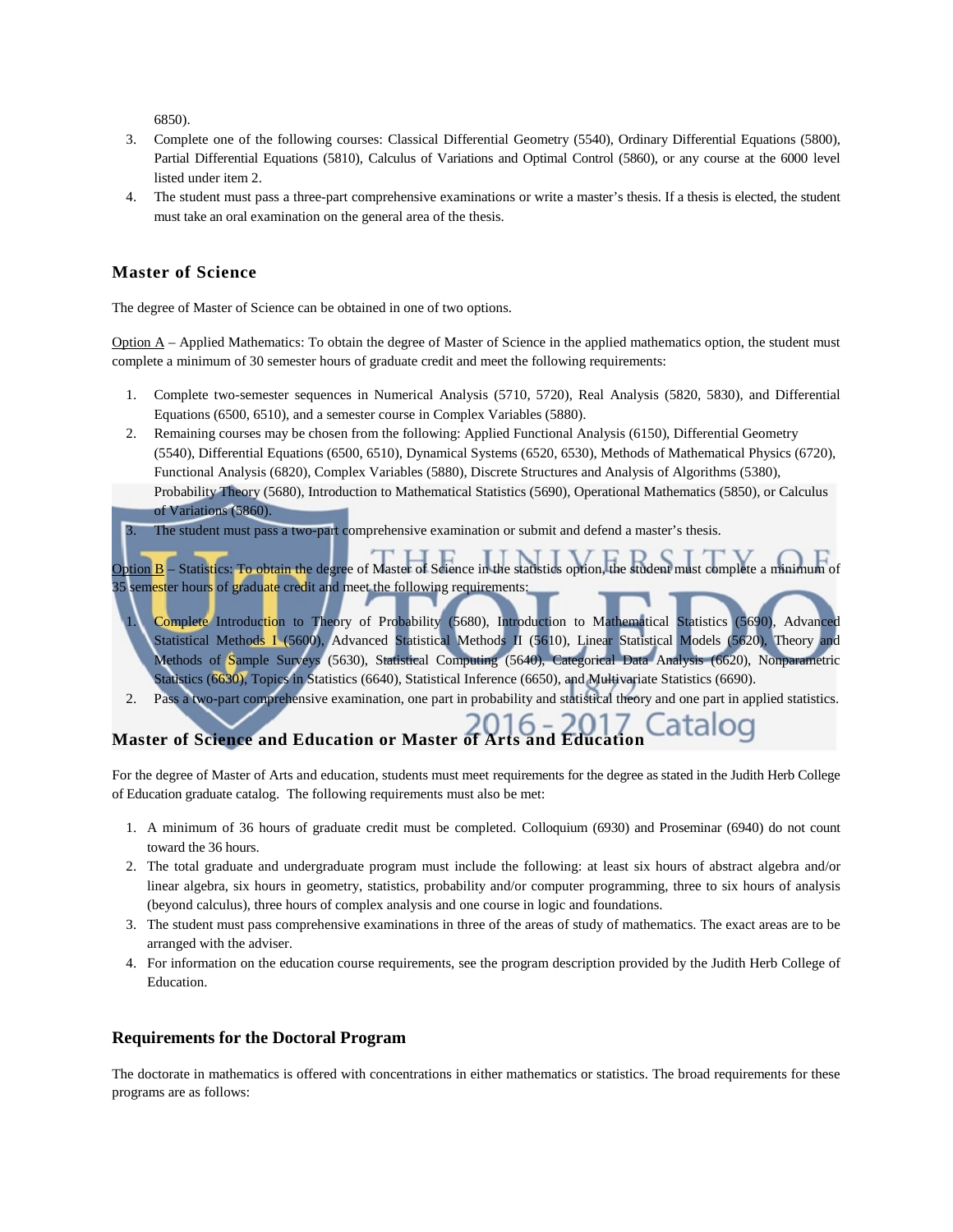6850).

3. Complete one of the following courses: Classical Differential Geometry (5540), Ordinary Differential Equations (5800), Partial Differential Equations (5810), Calculus of Variations and Optimal Control (5860), or any course at the 6000 level listed under item 2.
4. The student must pass a three-part comprehensive examinations or write a master's thesis. If a thesis is elected, the student must take an oral examination on the general area of the thesis.

### Master of Science

The degree of Master of Science can be obtained in one of two options.

Option A – Applied Mathematics: To obtain the degree of Master of Science in the applied mathematics option, the student must complete a minimum of 30 semester hours of graduate credit and meet the following requirements:

1. Complete two-semester sequences in Numerical Analysis (5710, 5720), Real Analysis (5820, 5830), and Differential Equations (6500, 6510), and a semester course in Complex Variables (5880).
2. Remaining courses may be chosen from the following: Applied Functional Analysis (6150), Differential Geometry (5540), Differential Equations (6500, 6510), Dynamical Systems (6520, 6530), Methods of Mathematical Physics (6720), Functional Analysis (6820), Complex Variables (5880), Discrete Structures and Analysis of Algorithms (5380), Probability Theory (5680), Introduction to Mathematical Statistics (5690), Operational Mathematics (5850), or Calculus of Variations (5860).
3. The student must pass a two-part comprehensive examination or submit and defend a master's thesis.

Option B – Statistics: To obtain the degree of Master of Science in the statistics option, the student must complete a minimum of 35 semester hours of graduate credit and meet the following requirements:

1. Complete Introduction to Theory of Probability (5680), Introduction to Mathematical Statistics (5690), Advanced Statistical Methods I (5600), Advanced Statistical Methods II (5610), Linear Statistical Models (5620), Theory and Methods of Sample Surveys (5630), Statistical Computing (5640), Categorical Data Analysis (6620), Nonparametric Statistics (6630), Topics in Statistics (6640), Statistical Inference (6650), and Multivariate Statistics (6690).
2. Pass a two-part comprehensive examination, one part in probability and statistical theory and one part in applied statistics.

### Master of Science and Education or Master of Arts and Education

For the degree of Master of Arts and education, students must meet requirements for the degree as stated in the Judith Herb College of Education graduate catalog. The following requirements must also be met:

1. A minimum of 36 hours of graduate credit must be completed. Colloquium (6930) and Proseminar (6940) do not count toward the 36 hours.
2. The total graduate and undergraduate program must include the following: at least six hours of abstract algebra and/or linear algebra, six hours in geometry, statistics, probability and/or computer programming, three to six hours of analysis (beyond calculus), three hours of complex analysis and one course in logic and foundations.
3. The student must pass comprehensive examinations in three of the areas of study of mathematics. The exact areas are to be arranged with the adviser.
4. For information on the education course requirements, see the program description provided by the Judith Herb College of Education.

### Requirements for the Doctoral Program

The doctorate in mathematics is offered with concentrations in either mathematics or statistics. The broad requirements for these programs are as follows: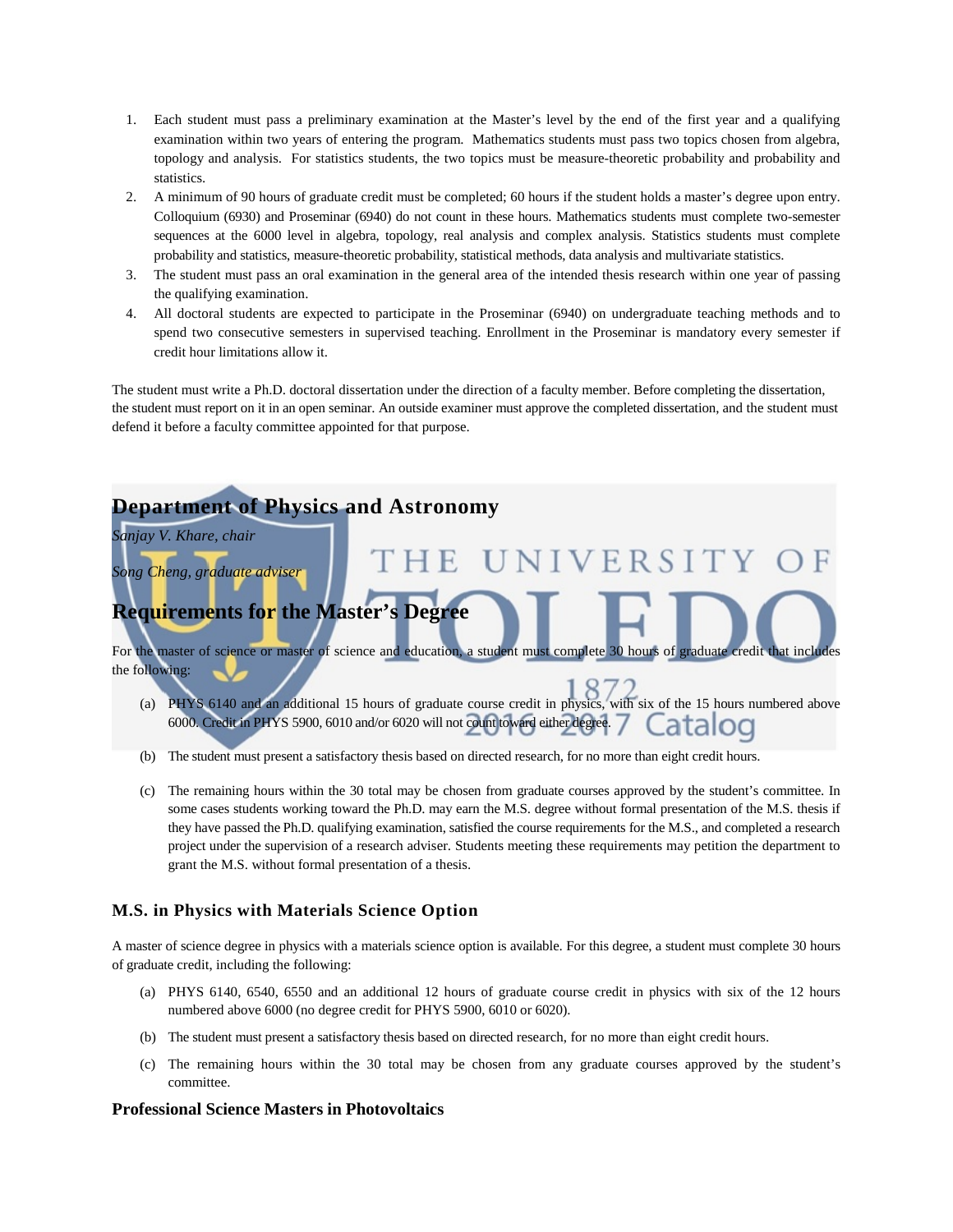1. Each student must pass a preliminary examination at the Master's level by the end of the first year and a qualifying examination within two years of entering the program. Mathematics students must pass two topics chosen from algebra, topology and analysis. For statistics students, the two topics must be measure-theoretic probability and probability and statistics.
2. A minimum of 90 hours of graduate credit must be completed; 60 hours if the student holds a master's degree upon entry. Colloquium (6930) and Proseminar (6940) do not count in these hours. Mathematics students must complete two-semester sequences at the 6000 level in algebra, topology, real analysis and complex analysis. Statistics students must complete probability and statistics, measure-theoretic probability, statistical methods, data analysis and multivariate statistics.
3. The student must pass an oral examination in the general area of the intended thesis research within one year of passing the qualifying examination.
4. All doctoral students are expected to participate in the Proseminar (6940) on undergraduate teaching methods and to spend two consecutive semesters in supervised teaching. Enrollment in the Proseminar is mandatory every semester if credit hour limitations allow it.

The student must write a Ph.D. doctoral dissertation under the direction of a faculty member. Before completing the dissertation, the student must report on it in an open seminar. An outside examiner must approve the completed dissertation, and the student must defend it before a faculty committee appointed for that purpose.

## Department of Physics and Astronomy

*Sanjay V. Khare, chair*

*Song Cheng, graduate adviser*

## Requirements for the Master's Degree

For the master of science or master of science and education, a student must complete 30 hours of graduate credit that includes the following:

(a) PHYS 6140 and an additional 15 hours of graduate course credit in physics, with six of the 15 hours numbered above 6000. Credit in PHYS 5900, 6010 and/or 6020 will not count toward either degree.

(b) The student must present a satisfactory thesis based on directed research, for no more than eight credit hours.

(c) The remaining hours within the 30 total may be chosen from graduate courses approved by the student's committee. In some cases students working toward the Ph.D. may earn the M.S. degree without formal presentation of the M.S. thesis if they have passed the Ph.D. qualifying examination, satisfied the course requirements for the M.S., and completed a research project under the supervision of a research adviser. Students meeting these requirements may petition the department to grant the M.S. without formal presentation of a thesis.

### M.S. in Physics with Materials Science Option

A master of science degree in physics with a materials science option is available. For this degree, a student must complete 30 hours of graduate credit, including the following:

(a) PHYS 6140, 6540, 6550 and an additional 12 hours of graduate course credit in physics with six of the 12 hours numbered above 6000 (no degree credit for PHYS 5900, 6010 or 6020).

(b) The student must present a satisfactory thesis based on directed research, for no more than eight credit hours.

(c) The remaining hours within the 30 total may be chosen from any graduate courses approved by the student's committee.

### Professional Science Masters in Photovoltaics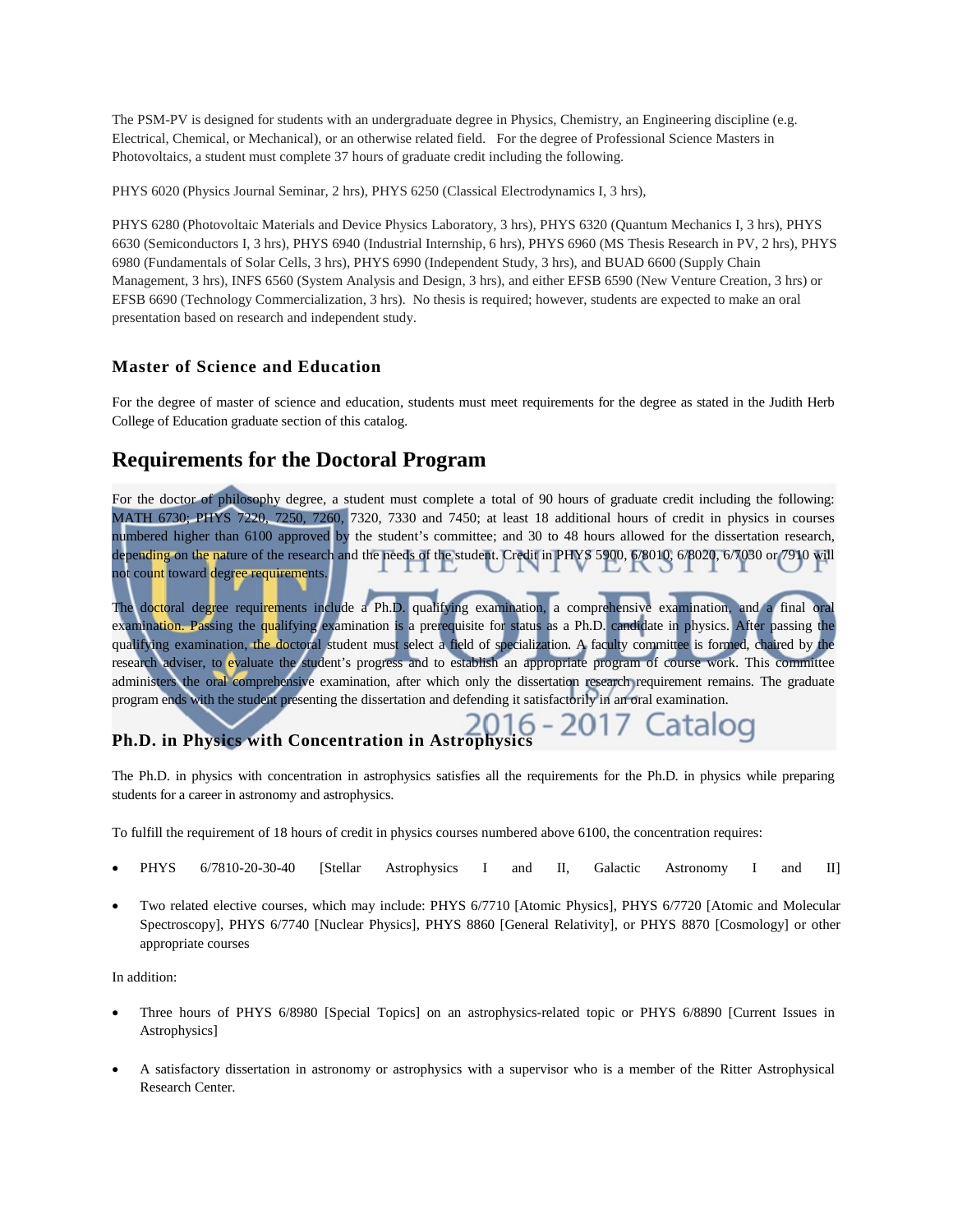The PSM-PV is designed for students with an undergraduate degree in Physics, Chemistry, an Engineering discipline (e.g. Electrical, Chemical, or Mechanical), or an otherwise related field. For the degree of Professional Science Masters in Photovoltaics, a student must complete 37 hours of graduate credit including the following.

PHYS 6020 (Physics Journal Seminar, 2 hrs), PHYS 6250 (Classical Electrodynamics I, 3 hrs),

PHYS 6280 (Photovoltaic Materials and Device Physics Laboratory, 3 hrs), PHYS 6320 (Quantum Mechanics I, 3 hrs), PHYS 6630 (Semiconductors I, 3 hrs), PHYS 6940 (Industrial Internship, 6 hrs), PHYS 6960 (MS Thesis Research in PV, 2 hrs), PHYS 6980 (Fundamentals of Solar Cells, 3 hrs), PHYS 6990 (Independent Study, 3 hrs), and BUAD 6600 (Supply Chain Management, 3 hrs), INFS 6560 (System Analysis and Design, 3 hrs), and either EFSB 6590 (New Venture Creation, 3 hrs) or EFSB 6690 (Technology Commercialization, 3 hrs). No thesis is required; however, students are expected to make an oral presentation based on research and independent study.

### Master of Science and Education

For the degree of master of science and education, students must meet requirements for the degree as stated in the Judith Herb College of Education graduate section of this catalog.

## Requirements for the Doctoral Program

For the doctor of philosophy degree, a student must complete a total of 90 hours of graduate credit including the following: MATH 6730; PHYS 7220, 7250, 7260, 7320, 7330 and 7450; at least 18 additional hours of credit in physics in courses numbered higher than 6100 approved by the student's committee; and 30 to 48 hours allowed for the dissertation research, depending on the nature of the research and the needs of the student. Credit in PHYS 5900, 6/8010, 6/8020, 6/7030 or 7910 will not count toward degree requirements.

The doctoral degree requirements include a Ph.D. qualifying examination, a comprehensive examination, and a final oral examination. Passing the qualifying examination is a prerequisite for status as a Ph.D. candidate in physics. After passing the qualifying examination, the doctoral student must select a field of specialization. A faculty committee is formed, chaired by the research adviser, to evaluate the student's progress and to establish an appropriate program of course work. This committee administers the oral comprehensive examination, after which only the dissertation research requirement remains. The graduate program ends with the student presenting the dissertation and defending it satisfactorily in an oral examination.

### Ph.D. in Physics with Concentration in Astrophysics

The Ph.D. in physics with concentration in astrophysics satisfies all the requirements for the Ph.D. in physics while preparing students for a career in astronomy and astrophysics.

To fulfill the requirement of 18 hours of credit in physics courses numbered above 6100, the concentration requires:

- PHYS 6/7810-20-30-40 [Stellar Astrophysics I and II, Galactic Astronomy I and II]
- Two related elective courses, which may include: PHYS 6/7710 [Atomic Physics], PHYS 6/7720 [Atomic and Molecular Spectroscopy], PHYS 6/7740 [Nuclear Physics], PHYS 8860 [General Relativity], or PHYS 8870 [Cosmology] or other appropriate courses

In addition:

- Three hours of PHYS 6/8980 [Special Topics] on an astrophysics-related topic or PHYS 6/8890 [Current Issues in Astrophysics]
- A satisfactory dissertation in astronomy or astrophysics with a supervisor who is a member of the Ritter Astrophysical Research Center.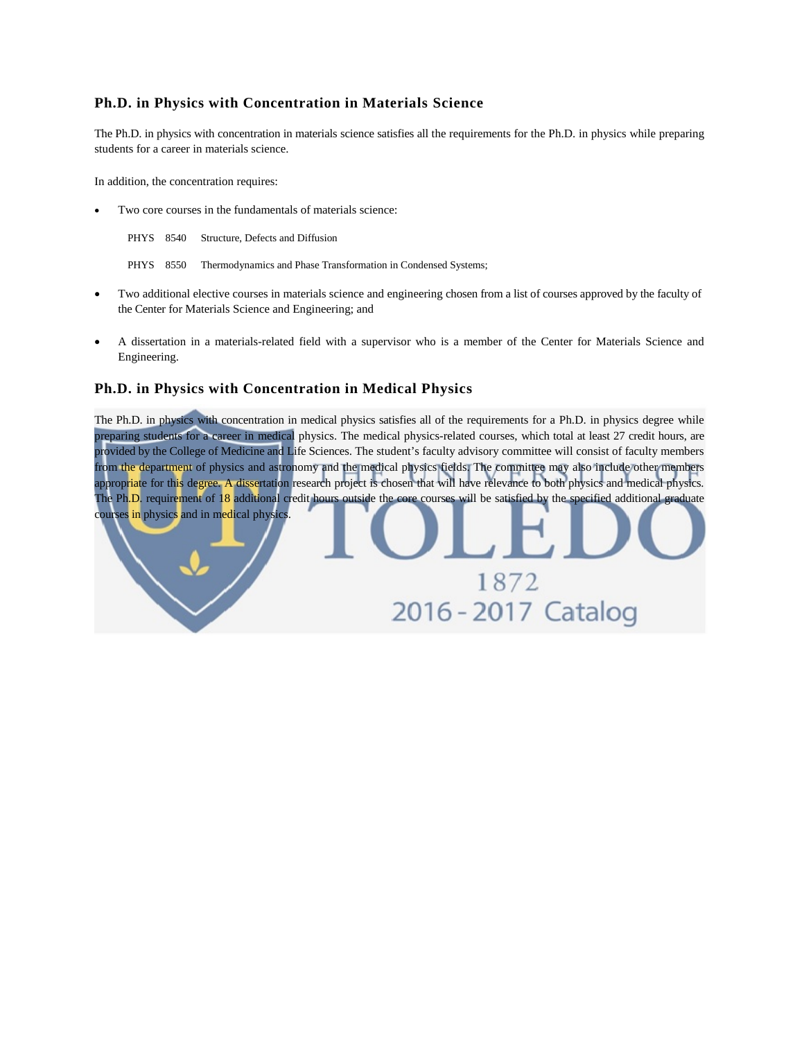## Ph.D. in Physics with Concentration in Materials Science

The Ph.D. in physics with concentration in materials science satisfies all the requirements for the Ph.D. in physics while preparing students for a career in materials science.

In addition, the concentration requires:

- Two core courses in the fundamentals of materials science:

  PHYS 8540 Structure, Defects and Diffusion

  PHYS 8550 Thermodynamics and Phase Transformation in Condensed Systems;

- Two additional elective courses in materials science and engineering chosen from a list of courses approved by the faculty of the Center for Materials Science and Engineering; and

- A dissertation in a materials-related field with a supervisor who is a member of the Center for Materials Science and Engineering.

## Ph.D. in Physics with Concentration in Medical Physics

The Ph.D. in physics with concentration in medical physics satisfies all of the requirements for a Ph.D. in physics degree while preparing students for a career in medical physics. The medical physics-related courses, which total at least 27 credit hours, are provided by the College of Medicine and Life Sciences. The student's faculty advisory committee will consist of faculty members from the department of physics and astronomy and the medical physics fields. The committee may also include other members appropriate for this degree. A dissertation research project is chosen that will have relevance to both physics and medical physics. The Ph.D. requirement of 18 additional credit hours outside the core courses will be satisfied by the specified additional graduate courses in physics and in medical physics.